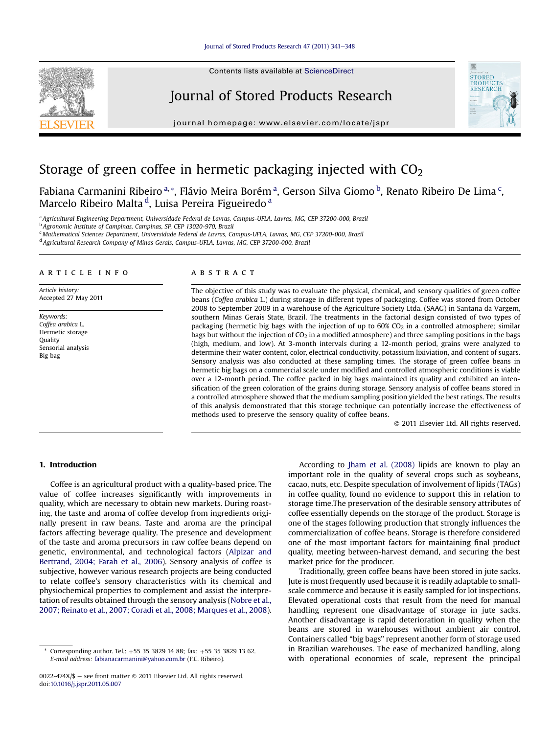# Storage of green coffee in hermetic packaging injected with $CO_2$

Fabiana Carmanini Ribeiro [a,*], Flávio Meira Borém [a], Gerson Silva Giomo [b], Renato Ribeiro De Lima [c], Marcelo Ribeiro Malta [d], Luisa Pereira Figueiredo [a]

[a] Agricultural Engineering Department, Universidade Federal de Lavras, Campus-UFLA, Lavras, MG, CEP 37200-000, Brazil
[b] Agronomic Institute of Campinas, Campinas, SP, CEP 13020-970, Brazil
[c] Mathematical Sciences Department, Universidade Federal de Lavras, Campus-UFLA, Lavras, MG, CEP 37200-000, Brazil
[d] Agricultural Research Company of Minas Gerais, Campus-UFLA, Lavras, MG, CEP 37200-000, Brazil

## ARTICLE INFO

*Article history:*
Accepted 27 May 2011

*Keywords:*
*Coffea arabica* L.
Hermetic storage
Quality
Sensorial analysis
Big bag

## ABSTRACT

The objective of this study was to evaluate the physical, chemical, and sensory qualities of green coffee beans (*Coffea arabica* L.) during storage in different types of packaging. Coffee was stored from October 2008 to September 2009 in a warehouse of the Agriculture Society Ltda. (SAAG) in Santana da Vargem, southern Minas Gerais State, Brazil. The treatments in the factorial design consisted of two types of packaging (hermetic big bags with the injection of up to 60% $CO_2$ in a controlled atmosphere; similar bags but without the injection of $CO_2$ in a modified atmosphere) and three sampling positions in the bags (high, medium, and low). At 3-month intervals during a 12-month period, grains were analyzed to determine their water content, color, electrical conductivity, potassium lixiviation, and content of sugars. Sensory analysis was also conducted at these sampling times. The storage of green coffee beans in hermetic big bags on a commercial scale under modified and controlled atmospheric conditions is viable over a 12-month period. The coffee packed in big bags maintained its quality and exhibited an intensification of the green coloration of the grains during storage. Sensory analysis of coffee beans stored in a controlled atmosphere showed that the medium sampling position yielded the best ratings. The results of this analysis demonstrated that this storage technique can potentially increase the effectiveness of methods used to preserve the sensory quality of coffee beans.

© 2011 Elsevier Ltd. All rights reserved.

## 1. Introduction

Coffee is an agricultural product with a quality-based price. The value of coffee increases significantly with improvements in quality, which are necessary to obtain new markets. During roasting, the taste and aroma of coffee develop from ingredients originally present in raw beans. Taste and aroma are the principal factors affecting beverage quality. The presence and development of the taste and aroma precursors in raw coffee beans depend on genetic, environmental, and technological factors (Alpizar and Bertrand, 2004; Farah et al., 2006). Sensory analysis of coffee is subjective, however various research projects are being conducted to relate coffee's sensory characteristics with its chemical and physiochemical properties to complement and assist the interpretation of results obtained through the sensory analysis (Nobre et al., 2007; Reinato et al., 2007; Coradi et al., 2008; Marques et al., 2008).

According to Jham et al. (2008) lipids are known to play an important role in the quality of several crops such as soybeans, cacao, nuts, etc. Despite speculation of involvement of lipids (TAGs) in coffee quality, found no evidence to support this in relation to storage time.The preservation of the desirable sensory attributes of coffee essentially depends on the storage of the product. Storage is one of the stages following production that strongly influences the commercialization of coffee beans. Storage is therefore considered one of the most important factors for maintaining final product quality, meeting between-harvest demand, and securing the best market price for the producer.

Traditionally, green coffee beans have been stored in jute sacks. Jute is most frequently used because it is readily adaptable to small-scale commerce and because it is easily sampled for lot inspections. Elevated operational costs that result from the need for manual handling represent one disadvantage of storage in jute sacks. Another disadvantage is rapid deterioration in quality when the beans are stored in warehouses without ambient air control. Containers called "big bags" represent another form of storage used in Brazilian warehouses. The ease of mechanized handling, along with operational economies of scale, represent the principal

* Corresponding author. Tel.: +55 35 3829 14 88; fax: +55 35 3829 13 62. E-mail address: fabianacarmanini@yahoo.com.br (F.C. Ribeiro).

0022-474X/$ – see front matter © 2011 Elsevier Ltd. All rights reserved.
doi:10.1016/j.jspr.2011.05.007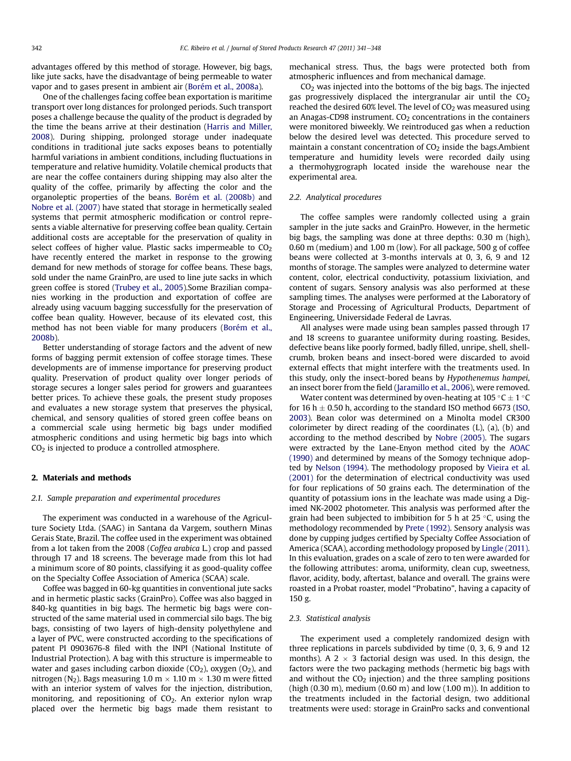advantages offered by this method of storage. However, big bags, like jute sacks, have the disadvantage of being permeable to water vapor and to gases present in ambient air (Borém et al., 2008a).

One of the challenges facing coffee bean exportation is maritime transport over long distances for prolonged periods. Such transport poses a challenge because the quality of the product is degraded by the time the beans arrive at their destination (Harris and Miller, 2008). During shipping, prolonged storage under inadequate conditions in traditional jute sacks exposes beans to potentially harmful variations in ambient conditions, including fluctuations in temperature and relative humidity. Volatile chemical products that are near the coffee containers during shipping may also alter the quality of the coffee, primarily by affecting the color and the organoleptic properties of the beans. Borém et al. (2008b) and Nobre et al. (2007) have stated that storage in hermetically sealed systems that permit atmospheric modification or control represents a viable alternative for preserving coffee bean quality. Certain additional costs are acceptable for the preservation of quality in select coffees of higher value. Plastic sacks impermeable to $CO_2$ have recently entered the market in response to the growing demand for new methods of storage for coffee beans. These bags, sold under the name GrainPro, are used to line jute sacks in which green coffee is stored (Trubey et al., 2005).Some Brazilian companies working in the production and exportation of coffee are already using vacuum bagging successfully for the preservation of coffee bean quality. However, because of its elevated cost, this method has not been viable for many producers (Borém et al., 2008b).

Better understanding of storage factors and the advent of new forms of bagging permit extension of coffee storage times. These developments are of immense importance for preserving product quality. Preservation of product quality over longer periods of storage secures a longer sales period for growers and guarantees better prices. To achieve these goals, the present study proposes and evaluates a new storage system that preserves the physical, chemical, and sensory qualities of stored green coffee beans on a commercial scale using hermetic big bags under modified atmospheric conditions and using hermetic big bags into which $CO_2$ is injected to produce a controlled atmosphere.

## 2. Materials and methods

### 2.1. Sample preparation and experimental procedures

The experiment was conducted in a warehouse of the Agriculture Society Ltda. (SAAG) in Santana da Vargem, southern Minas Gerais State, Brazil. The coffee used in the experiment was obtained from a lot taken from the 2008 (*Coffea arabica* L.) crop and passed through 17 and 18 screens. The beverage made from this lot had a minimum score of 80 points, classifying it as good-quality coffee on the Specialty Coffee Association of America (SCAA) scale.

Coffee was bagged in 60-kg quantities in conventional jute sacks and in hermetic plastic sacks (GrainPro). Coffee was also bagged in 840-kg quantities in big bags. The hermetic big bags were constructed of the same material used in commercial silo bags. The big bags, consisting of two layers of high-density polyethylene and a layer of PVC, were constructed according to the specifications of patent PI 0903676-8 filed with the INPI (National Institute of Industrial Protection). A bag with this structure is impermeable to water and gases including carbon dioxide ($CO_2$), oxygen ($O_2$), and nitrogen ($N_2$). Bags measuring 1.0 m × 1.10 m × 1.30 m were fitted with an interior system of valves for the injection, distribution, monitoring, and repositioning of $CO_2$. An exterior nylon wrap placed over the hermetic big bags made them resistant to mechanical stress. Thus, the bags were protected both from atmospheric influences and from mechanical damage.

$CO_2$ was injected into the bottoms of the big bags. The injected gas progressively displaced the intergranular air until the $CO_2$ reached the desired 60% level. The level of $CO_2$ was measured using an Anagas-CD98 instrument. $CO_2$ concentrations in the containers were monitored biweekly. We reintroduced gas when a reduction below the desired level was detected. This procedure served to maintain a constant concentration of $CO_2$ inside the bags.Ambient temperature and humidity levels were recorded daily using a thermohygrograph located inside the warehouse near the experimental area.

### 2.2. Analytical procedures

The coffee samples were randomly collected using a grain sampler in the jute sacks and GrainPro. However, in the hermetic big bags, the sampling was done at three depths: 0.30 m (high), 0.60 m (medium) and 1.00 m (low). For all package, 500 g of coffee beans were collected at 3-months intervals at 0, 3, 6, 9 and 12 months of storage. The samples were analyzed to determine water content, color, electrical conductivity, potassium lixiviation, and content of sugars. Sensory analysis was also performed at these sampling times. The analyses were performed at the Laboratory of Storage and Processing of Agricultural Products, Department of Engineering, Universidade Federal de Lavras.

All analyses were made using bean samples passed through 17 and 18 screens to guarantee uniformity during roasting. Besides, defective beans like poorly formed, badly filled, unripe, shell, shell-crumb, broken beans and insect-bored were discarded to avoid external effects that might interfere with the treatments used. In this study, only the insect-bored beans by *Hypothenemus hampei*, an insect borer from the field (Jaramillo et al., 2006), were removed.

Water content was determined by oven-heating at 105 °C ± 1 °C for 16 h ± 0.50 h, according to the standard ISO method 6673 (ISO, 2003). Bean color was determined on a Minolta model CR300 colorimeter by direct reading of the coordinates (L), (a), (b) and according to the method described by Nobre (2005). The sugars were extracted by the Lane-Enyon method cited by the AOAC (1990) and determined by means of the Somogy technique adopted by Nelson (1994). The methodology proposed by Vieira et al. (2001) for the determination of electrical conductivity was used for four replications of 50 grains each. The determination of the quantity of potassium ions in the leachate was made using a Digimed NK-2002 photometer. This analysis was performed after the grain had been subjected to imbibition for 5 h at 25 °C, using the methodology recommended by Prete (1992). Sensory analysis was done by cupping judges certified by Specialty Coffee Association of America (SCAA), according methodology proposed by Lingle (2011). In this evaluation, grades on a scale of zero to ten were awarded for the following attributes: aroma, uniformity, clean cup, sweetness, flavor, acidity, body, aftertast, balance and overall. The grains were roasted in a Probat roaster, model "Probatino", having a capacity of 150 g.

### 2.3. Statistical analysis

The experiment used a completely randomized design with three replications in parcels subdivided by time (0, 3, 6, 9 and 12 months). A 2 × 3 factorial design was used. In this design, the factors were the two packaging methods (hermetic big bags with and without the $CO_2$ injection) and the three sampling positions (high (0.30 m), medium (0.60 m) and low (1.00 m)). In addition to the treatments included in the factorial design, two additional treatments were used: storage in GrainPro sacks and conventional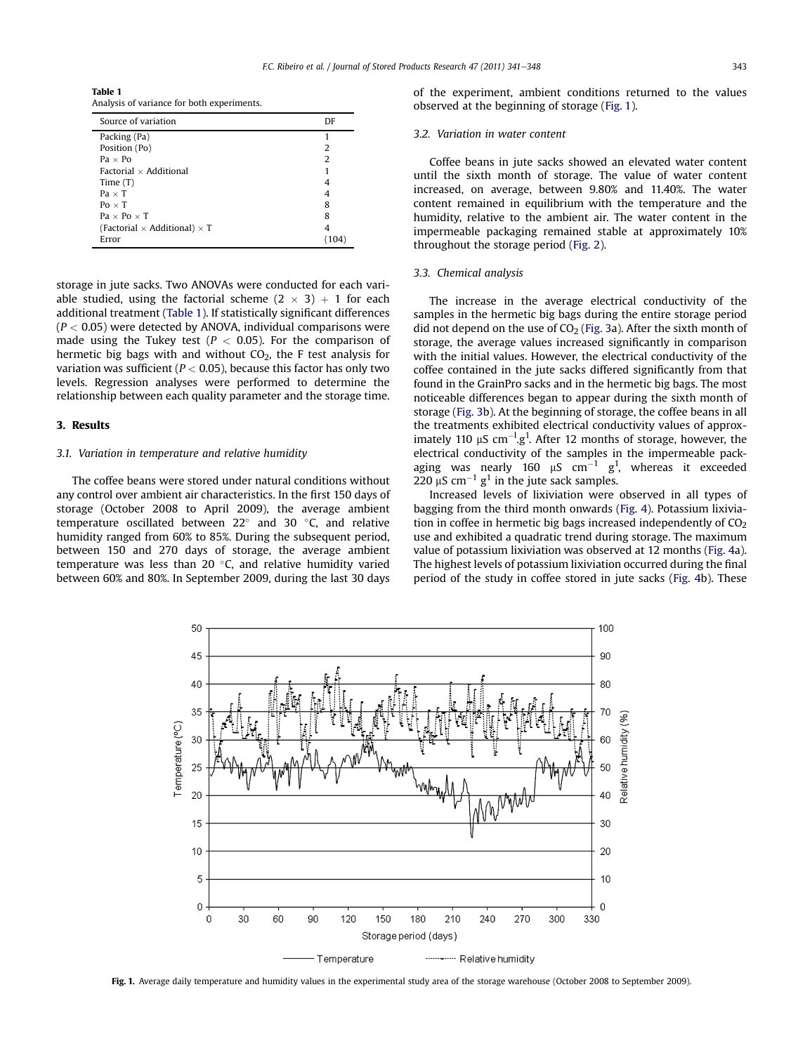**Table 1**
Analysis of variance for both experiments.

| Source of variation | DF |
|---|---|
| Packing (Pa) | 1 |
| Position (Po) | 2 |
| Pa × Po | 2 |
| Factorial × Additional | 1 |
| Time (T) | 4 |
| Pa × T | 4 |
| Po × T | 8 |
| Pa × Po × T | 8 |
| (Factorial × Additional) × T | 4 |
| Error | (104) |

storage in jute sacks. Two ANOVAs were conducted for each variable studied, using the factorial scheme $(2 \times 3) + 1$ for each additional treatment (Table 1). If statistically significant differences ($P < 0.05$) were detected by ANOVA, individual comparisons were made using the Tukey test ($P < 0.05$). For the comparison of hermetic big bags with and without $CO_2$, the F test analysis for variation was sufficient ($P < 0.05$), because this factor has only two levels. Regression analyses were performed to determine the relationship between each quality parameter and the storage time.

## 3. Results

### 3.1. Variation in temperature and relative humidity

The coffee beans were stored under natural conditions without any control over ambient air characteristics. In the first 150 days of storage (October 2008 to April 2009), the average ambient temperature oscillated between 22° and 30 °C, and relative humidity ranged from 60% to 85%. During the subsequent period, between 150 and 270 days of storage, the average ambient temperature was less than 20 °C, and relative humidity varied between 60% and 80%. In September 2009, during the last 30 days of the experiment, ambient conditions returned to the values observed at the beginning of storage (Fig. 1).

### 3.2. Variation in water content

Coffee beans in jute sacks showed an elevated water content until the sixth month of storage. The value of water content increased, on average, between 9.80% and 11.40%. The water content remained in equilibrium with the temperature and the humidity, relative to the ambient air. The water content in the impermeable packaging remained stable at approximately 10% throughout the storage period (Fig. 2).

### 3.3. Chemical analysis

The increase in the average electrical conductivity of the samples in the hermetic big bags during the entire storage period did not depend on the use of $CO_2$ (Fig. 3a). After the sixth month of storage, the average values increased significantly in comparison with the initial values. However, the electrical conductivity of the coffee contained in the jute sacks differed significantly from that found in the GrainPro sacks and in the hermetic big bags. The most noticeable differences began to appear during the sixth month of storage (Fig. 3b). At the beginning of storage, the coffee beans in all the treatments exhibited electrical conductivity values of approximately 110 $\mu S\ cm^{-1}.g^{1}$. After 12 months of storage, however, the electrical conductivity of the samples in the impermeable packaging was nearly 160 $\mu S\ cm^{-1}\ g^{1}$, whereas it exceeded 220 $\mu S\ cm^{-1}\ g^{1}$ in the jute sack samples.

Increased levels of lixiviation were observed in all types of bagging from the third month onwards (Fig. 4). Potassium lixiviation in coffee in hermetic big bags increased independently of $CO_2$ use and exhibited a quadratic trend during storage. The maximum value of potassium lixiviation was observed at 12 months (Fig. 4a). The highest levels of potassium lixiviation occurred during the final period of the study in coffee stored in jute sacks (Fig. 4b). These

**Fig. 1.** Average daily temperature and humidity values in the experimental study area of the storage warehouse (October 2008 to September 2009).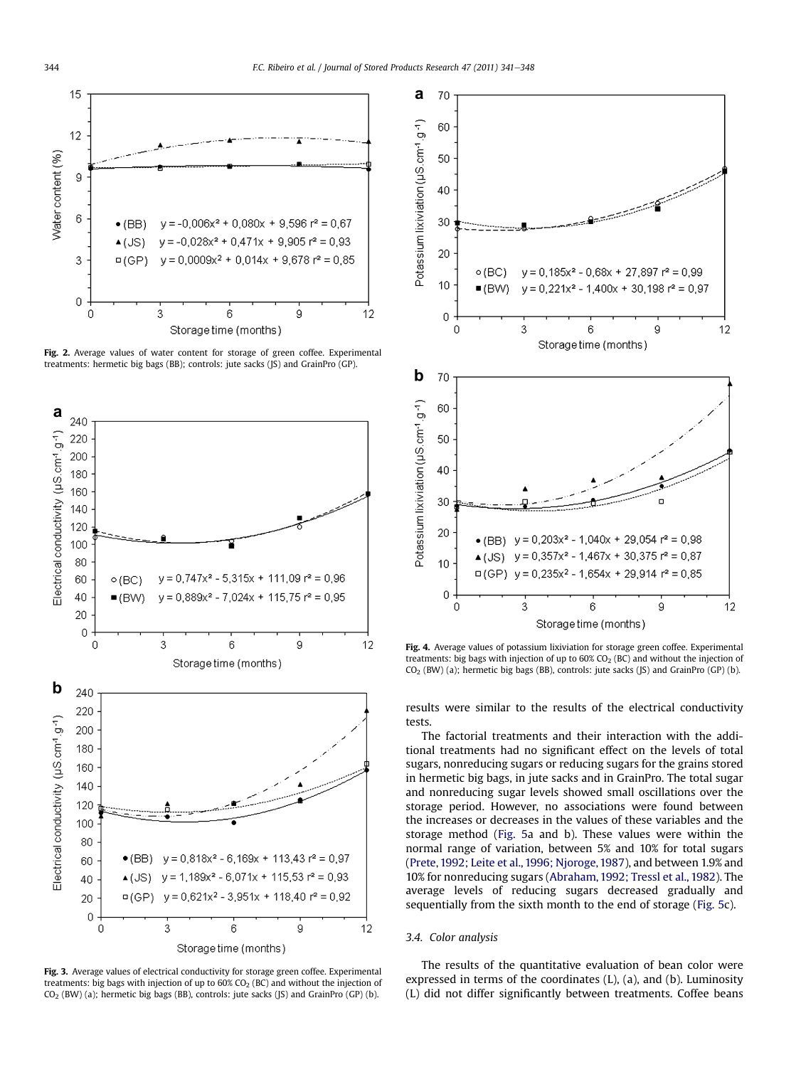Fig. 2. Average values of water content for storage of green coffee. Experimental treatments: hermetic big bags (BB); controls: jute sacks (JS) and GrainPro (GP).

Fig. 3. Average values of electrical conductivity for storage green coffee. Experimental treatments: big bags with injection of up to 60% $CO_2$ (BC) and without the injection of $CO_2$ (BW) (a); hermetic big bags (BB), controls: jute sacks (JS) and GrainPro (GP) (b).

Fig. 4. Average values of potassium lixiviation for storage green coffee. Experimental treatments: big bags with injection of up to 60% $CO_2$ (BC) and without the injection of $CO_2$ (BW) (a); hermetic big bags (BB), controls: jute sacks (JS) and GrainPro (GP) (b).

results were similar to the results of the electrical conductivity tests.

The factorial treatments and their interaction with the additional treatments had no significant effect on the levels of total sugars, nonreducing sugars or reducing sugars for the grains stored in hermetic big bags, in jute sacks and in GrainPro. The total sugar and nonreducing sugar levels showed small oscillations over the storage period. However, no associations were found between the increases or decreases in the values of these variables and the storage method (Fig. 5a and b). These values were within the normal range of variation, between 5% and 10% for total sugars (Prete, 1992; Leite et al., 1996; Njoroge, 1987), and between 1.9% and 10% for nonreducing sugars (Abraham, 1992; Tressl et al., 1982). The average levels of reducing sugars decreased gradually and sequentially from the sixth month to the end of storage (Fig. 5c).

### 3.4. Color analysis

The results of the quantitative evaluation of bean color were expressed in terms of the coordinates (L), (a), and (b). Luminosity (L) did not differ significantly between treatments. Coffee beans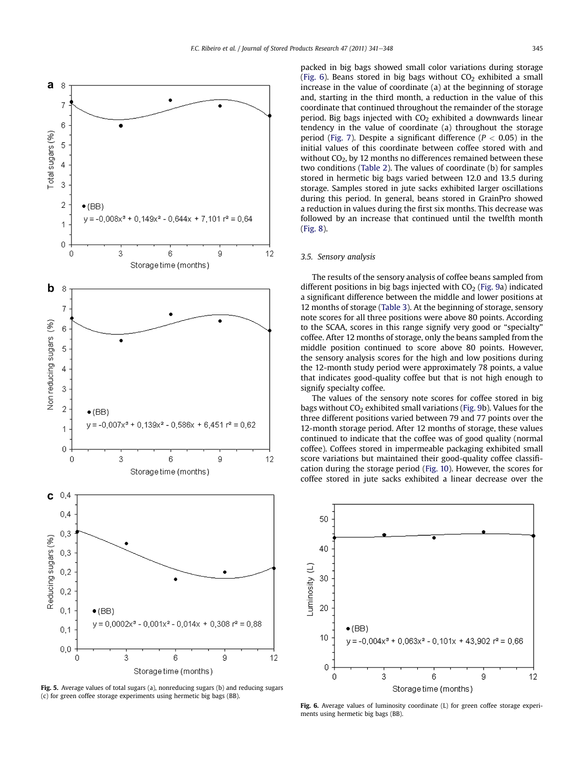packed in big bags showed small color variations during storage (Fig. 6). Beans stored in big bags without $CO_2$ exhibited a small increase in the value of coordinate (a) at the beginning of storage and, starting in the third month, a reduction in the value of this coordinate that continued throughout the remainder of the storage period. Big bags injected with $CO_2$ exhibited a downwards linear tendency in the value of coordinate (a) throughout the storage period (Fig. 7). Despite a significant difference ($P < 0.05$) in the initial values of this coordinate between coffee stored with and without $CO_2$, by 12 months no differences remained between these two conditions (Table 2). The values of coordinate (b) for samples stored in hermetic big bags varied between 12.0 and 13.5 during storage. Samples stored in jute sacks exhibited larger oscillations during this period. In general, beans stored in GrainPro showed a reduction in values during the first six months. This decrease was followed by an increase that continued until the twelfth month (Fig. 8).

### 3.5. Sensory analysis

The results of the sensory analysis of coffee beans sampled from different positions in big bags injected with $CO_2$ (Fig. 9a) indicated a significant difference between the middle and lower positions at 12 months of storage (Table 3). At the beginning of storage, sensory note scores for all three positions were above 80 points. According to the SCAA, scores in this range signify very good or "specialty" coffee. After 12 months of storage, only the beans sampled from the middle position continued to score above 80 points. However, the sensory analysis scores for the high and low positions during the 12-month study period were approximately 78 points, a value that indicates good-quality coffee but that is not high enough to signify specialty coffee.

The values of the sensory note scores for coffee stored in big bags without $CO_2$ exhibited small variations (Fig. 9b). Values for the three different positions varied between 79 and 77 points over the 12-month storage period. After 12 months of storage, these values continued to indicate that the coffee was of good quality (normal coffee). Coffees stored in impermeable packaging exhibited small score variations but maintained their good-quality coffee classification during the storage period (Fig. 10). However, the scores for coffee stored in jute sacks exhibited a linear decrease over the

(a) (BB) $y = -0{,}008x^3 + 0{,}149x^2 - 0{,}644x + 7{,}101$ $r^2 = 0{,}64$

(b) (BB) $y = -0{,}007x^3 + 0{,}139x^2 - 0{,}586x + 6{,}451$ $r^2 = 0{,}62$

(c) (BB) $y = 0{,}0002x^3 - 0{,}001x^2 - 0{,}014x + 0{,}308$ $r^2 = 0{,}88$

**Fig. 5.** Average values of total sugars (a), nonreducing sugars (b) and reducing sugars (c) for green coffee storage experiments using hermetic big bags (BB).

(BB) $y = -0{,}004x^3 + 0{,}063x^2 - 0{,}101x + 43{,}902$ $r^2 = 0{,}66$

**Fig. 6.** Average values of luminosity coordinate (L) for green coffee storage experiments using hermetic big bags (BB).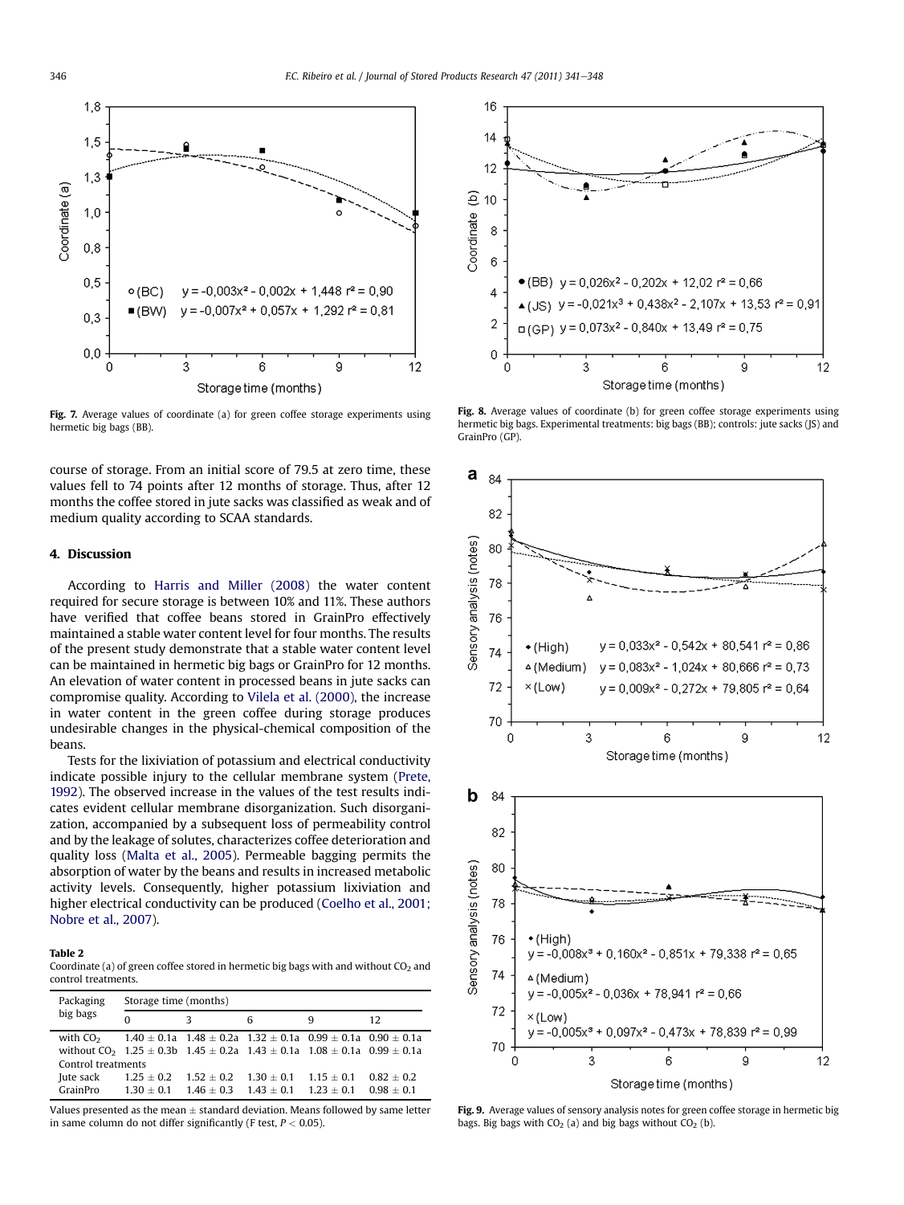Fig. 7. Average values of coordinate (a) for green coffee storage experiments using hermetic big bags (BB).

Fig. 8. Average values of coordinate (b) for green coffee storage experiments using hermetic big bags. Experimental treatments: big bags (BB); controls: jute sacks (JS) and GrainPro (GP).

course of storage. From an initial score of 79.5 at zero time, these values fell to 74 points after 12 months of storage. Thus, after 12 months the coffee stored in jute sacks was classified as weak and of medium quality according to SCAA standards.

## 4. Discussion

According to Harris and Miller (2008) the water content required for secure storage is between 10% and 11%. These authors have verified that coffee beans stored in GrainPro effectively maintained a stable water content level for four months. The results of the present study demonstrate that a stable water content level can be maintained in hermetic big bags or GrainPro for 12 months. An elevation of water content in processed beans in jute sacks can compromise quality. According to Vilela et al. (2000), the increase in water content in the green coffee during storage produces undesirable changes in the physical-chemical composition of the beans.

Tests for the lixiviation of potassium and electrical conductivity indicate possible injury to the cellular membrane system (Prete, 1992). The observed increase in the values of the test results indicates evident cellular membrane disorganization. Such disorganization, accompanied by a subsequent loss of permeability control and by the leakage of solutes, characterizes coffee deterioration and quality loss (Malta et al., 2005). Permeable bagging permits the absorption of water by the beans and results in increased metabolic activity levels. Consequently, higher potassium lixiviation and higher electrical conductivity can be produced (Coelho et al., 2001; Nobre et al., 2007).

**Table 2**
Coordinate (a) of green coffee stored in hermetic big bags with and without $CO_2$ and control treatments.

| Packaging big bags | Storage time (months) | | | | |
|---|---|---|---|---|---|
| | 0 | 3 | 6 | 9 | 12 |
| with $CO_2$ | 1.40 ± 0.1a | 1.48 ± 0.2a | 1.32 ± 0.1a | 0.99 ± 0.1a | 0.90 ± 0.1a |
| without $CO_2$ | 1.25 ± 0.3b | 1.45 ± 0.2a | 1.43 ± 0.1a | 1.08 ± 0.1a | 0.99 ± 0.1a |
| Control treatments | | | | | |
| Jute sack | 1.25 ± 0.2 | 1.52 ± 0.2 | 1.30 ± 0.1 | 1.15 ± 0.1 | 0.82 ± 0.2 |
| GrainPro | 1.30 ± 0.1 | 1.46 ± 0.3 | 1.43 ± 0.1 | 1.23 ± 0.1 | 0.98 ± 0.1 |

Values presented as the mean ± standard deviation. Means followed by same letter in same column do not differ significantly (F test, $P < 0.05$).

Fig. 9. Average values of sensory analysis notes for green coffee storage in hermetic big bags. Big bags with $CO_2$ (a) and big bags without $CO_2$ (b).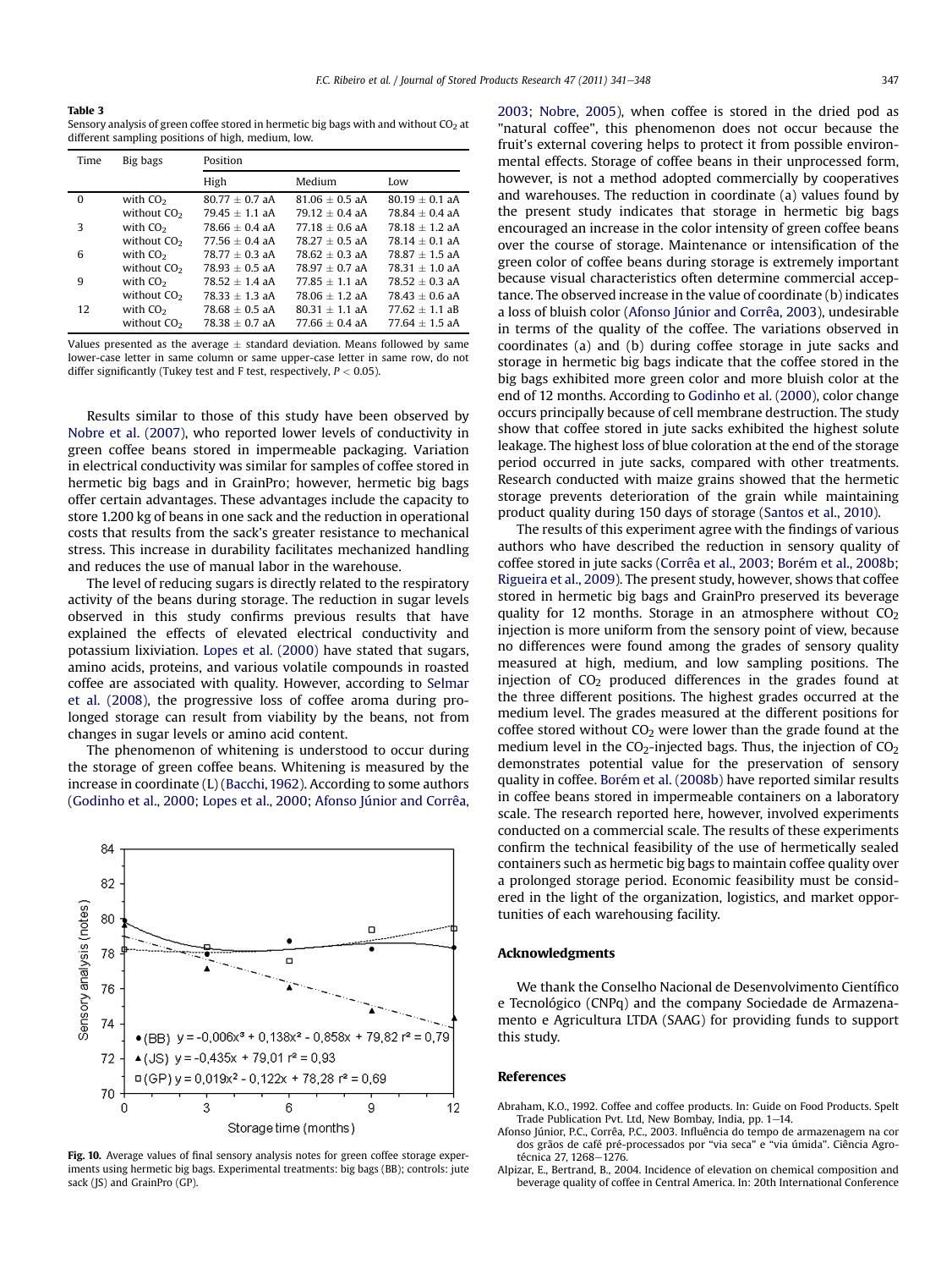**Table 3**
Sensory analysis of green coffee stored in hermetic big bags with and without $CO_2$ at different sampling positions of high, medium, low.

| Time | Big bags | Position | | |
|---|---|---|---|---|
| | | High | Medium | Low |
| 0 | with $CO_2$ | 80.77 ± 0.7 aA | 81.06 ± 0.5 aA | 80.19 ± 0.1 aA |
| | without $CO_2$ | 79.45 ± 1.1 aA | 79.12 ± 0.4 aA | 78.84 ± 0.4 aA |
| 3 | with $CO_2$ | 78.66 ± 0.4 aA | 77.18 ± 0.6 aA | 78.18 ± 1.2 aA |
| | without $CO_2$ | 77.56 ± 0.4 aA | 78.27 ± 0.5 aA | 78.14 ± 0.1 aA |
| 6 | with $CO_2$ | 78.77 ± 0.3 aA | 78.62 ± 0.3 aA | 78.87 ± 1.5 aA |
| | without $CO_2$ | 78.93 ± 0.5 aA | 78.97 ± 0.7 aA | 78.31 ± 1.0 aA |
| 9 | with $CO_2$ | 78.52 ± 1.4 aA | 77.85 ± 1.1 aA | 78.52 ± 0.3 aA |
| | without $CO_2$ | 78.33 ± 1.3 aA | 78.06 ± 1.2 aA | 78.43 ± 0.6 aA |
| 12 | with $CO_2$ | 78.68 ± 0.5 aA | 80.31 ± 1.1 aA | 77.62 ± 1.1 aB |
| | without $CO_2$ | 78.38 ± 0.7 aA | 77.66 ± 0.4 aA | 77.64 ± 1.5 aA |

Values presented as the average ± standard deviation. Means followed by same lower-case letter in same column or same upper-case letter in same row, do not differ significantly (Tukey test and F test, respectively, $P < 0.05$).

Results similar to those of this study have been observed by Nobre et al. (2007), who reported lower levels of conductivity in green coffee beans stored in impermeable packaging. Variation in electrical conductivity was similar for samples of coffee stored in hermetic big bags and in GrainPro; however, hermetic big bags offer certain advantages. These advantages include the capacity to store 1.200 kg of beans in one sack and the reduction in operational costs that results from the sack's greater resistance to mechanical stress. This increase in durability facilitates mechanized handling and reduces the use of manual labor in the warehouse.

The level of reducing sugars is directly related to the respiratory activity of the beans during storage. The reduction in sugar levels observed in this study confirms previous results that have explained the effects of elevated electrical conductivity and potassium lixiviation. Lopes et al. (2000) have stated that sugars, amino acids, proteins, and various volatile compounds in roasted coffee are associated with quality. However, according to Selmar et al. (2008), the progressive loss of coffee aroma during prolonged storage can result from viability by the beans, not from changes in sugar levels or amino acid content.

The phenomenon of whitening is understood to occur during the storage of green coffee beans. Whitening is measured by the increase in coordinate (L) (Bacchi, 1962). According to some authors (Godinho et al., 2000; Lopes et al., 2000; Afonso Júnior and Corrêa, 2003; Nobre, 2005), when coffee is stored in the dried pod as "natural coffee", this phenomenon does not occur because the fruit's external covering helps to protect it from possible environmental effects. Storage of coffee beans in their unprocessed form, however, is not a method adopted commercially by cooperatives and warehouses. The reduction in coordinate (a) values found by the present study indicates that storage in hermetic big bags encouraged an increase in the color intensity of green coffee beans over the course of storage. Maintenance or intensification of the green color of coffee beans during storage is extremely important because visual characteristics often determine commercial acceptance. The observed increase in the value of coordinate (b) indicates a loss of bluish color (Afonso Júnior and Corrêa, 2003), undesirable in terms of the quality of the coffee. The variations observed in coordinates (a) and (b) during coffee storage in jute sacks and storage in hermetic big bags indicate that the coffee stored in the big bags exhibited more green color and more bluish color at the end of 12 months. According to Godinho et al. (2000), color change occurs principally because of cell membrane destruction. The study show that coffee stored in jute sacks exhibited the highest solute leakage. The highest loss of blue coloration at the end of the storage period occurred in jute sacks, compared with other treatments. Research conducted with maize grains showed that the hermetic storage prevents deterioration of the grain while maintaining product quality during 150 days of storage (Santos et al., 2010).

The results of this experiment agree with the findings of various authors who have described the reduction in sensory quality of coffee stored in jute sacks (Corrêa et al., 2003; Borém et al., 2008b; Rigueira et al., 2009). The present study, however, shows that coffee stored in hermetic big bags and GrainPro preserved its beverage quality for 12 months. Storage in an atmosphere without $CO_2$ injection is more uniform from the sensory point of view, because no differences were found among the grades of sensory quality measured at high, medium, and low sampling positions. The injection of $CO_2$ produced differences in the grades found at the three different positions. The highest grades occurred at the medium level. The grades measured at the different positions for coffee stored without $CO_2$ were lower than the grade found at the medium level in the $CO_2$-injected bags. Thus, the injection of $CO_2$ demonstrates potential value for the preservation of sensory quality in coffee. Borém et al. (2008b) have reported similar results in coffee beans stored in impermeable containers on a laboratory scale. The research reported here, however, involved experiments conducted on a commercial scale. The results of these experiments confirm the technical feasibility of the use of hermetically sealed containers such as hermetic big bags to maintain coffee quality over a prolonged storage period. Economic feasibility must be considered in the light of the organization, logistics, and market opportunities of each warehousing facility.

**Fig. 10.** Average values of final sensory analysis notes for green coffee storage experiments using hermetic big bags. Experimental treatments: big bags (BB); controls: jute sack (JS) and GrainPro (GP).

## Acknowledgments

We thank the Conselho Nacional de Desenvolvimento Científico e Tecnológico (CNPq) and the company Sociedade de Armazenamento e Agricultura LTDA (SAAG) for providing funds to support this study.

## References

Abraham, K.O., 1992. Coffee and coffee products. In: Guide on Food Products. Spelt Trade Publication Pvt. Ltd, New Bombay, India, pp. 1–14.

Afonso Júnior, P.C., Corrêa, P.C., 2003. Influência do tempo de armazenagem na cor dos grãos de café pré-processados por "via seca" e "via úmida". Ciência Agrotécnica 27, 1268–1276.

Alpizar, E., Bertrand, B., 2004. Incidence of elevation on chemical composition and beverage quality of coffee in Central America. In: 20th International Conference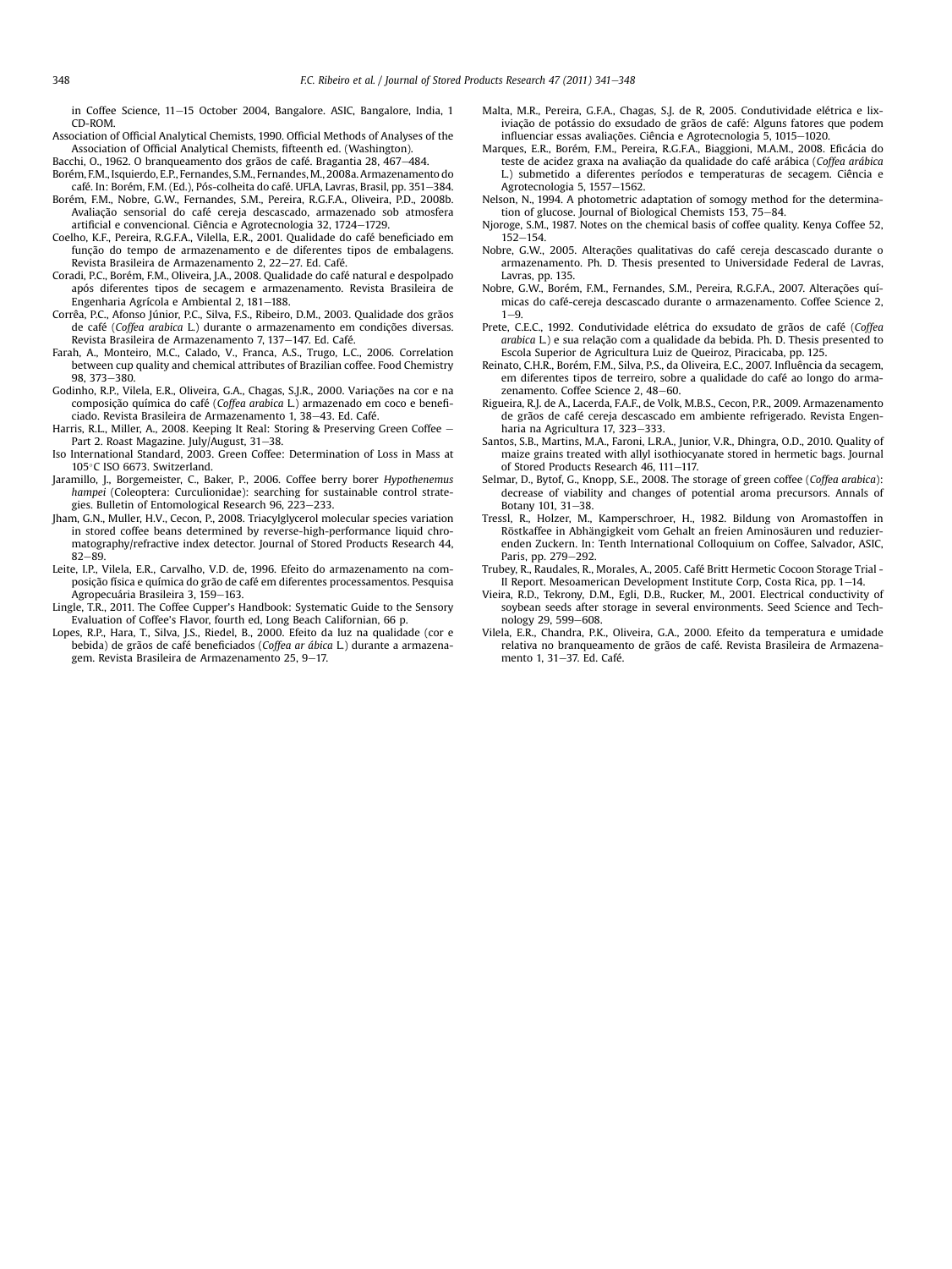in Coffee Science, 11–15 October 2004, Bangalore. ASIC, Bangalore, India, 1 CD-ROM.

Association of Official Analytical Chemists, 1990. Official Methods of Analyses of the Association of Official Analytical Chemists, fifteenth ed. (Washington).

Bacchi, O., 1962. O branqueamento dos grãos de café. Bragantia 28, 467–484.

Borém, F.M., Isquierdo, E.P., Fernandes, S.M., Fernandes, M., 2008a. Armazenamento do café. In: Borém, F.M. (Ed.), Pós-colheita do café. UFLA, Lavras, Brasil, pp. 351–384.

Borém, F.M., Nobre, G.W., Fernandes, S.M., Pereira, R.G.F.A., Oliveira, P.D., 2008b. Avaliação sensorial do café cereja descascado, armazenado sob atmosfera artificial e convencional. Ciência e Agrotecnologia 32, 1724–1729.

Coelho, K.F., Pereira, R.G.F.A., Vilella, E.R., 2001. Qualidade do café beneficiado em função do tempo de armazenamento e de diferentes tipos de embalagens. Revista Brasileira de Armazenamento 2, 22–27. Ed. Café.

Coradi, P.C., Borém, F.M., Oliveira, J.A., 2008. Qualidade do café natural e despolpado após diferentes tipos de secagem e armazenamento. Revista Brasileira de Engenharia Agrícola e Ambiental 2, 181–188.

Corrêa, P.C., Afonso Júnior, P.C., Silva, F.S., Ribeiro, D.M., 2003. Qualidade dos grãos de café (*Coffea arabica* L.) durante o armazenamento em condições diversas. Revista Brasileira de Armazenamento 7, 137–147. Ed. Café.

Farah, A., Monteiro, M.C., Calado, V., Franca, A.S., Trugo, L.C., 2006. Correlation between cup quality and chemical attributes of Brazilian coffee. Food Chemistry 98, 373–380.

Godinho, R.P., Vilela, E.R., Oliveira, G.A., Chagas, S.J.R., 2000. Variações na cor e na composição química do café (*Coffea arabica* L.) armazenado em coco e beneficiado. Revista Brasileira de Armazenamento 1, 38–43. Ed. Café.

Harris, R.L., Miller, A., 2008. Keeping It Real: Storing & Preserving Green Coffee – Part 2. Roast Magazine. July/August, 31–38.

Iso International Standard, 2003. Green Coffee: Determination of Loss in Mass at 105°C ISO 6673. Switzerland.

Jaramillo, J., Borgemeister, C., Baker, P., 2006. Coffee berry borer *Hypothenemus hampei* (Coleoptera: Curculionidae): searching for sustainable control strategies. Bulletin of Entomological Research 96, 223–233.

Jham, G.N., Muller, H.V., Cecon, P., 2008. Triacylglycerol molecular species variation in stored coffee beans determined by reverse-high-performance liquid chromatography/refractive index detector. Journal of Stored Products Research 44, 82–89.

Leite, I.P., Vilela, E.R., Carvalho, V.D. de, 1996. Efeito do armazenamento na composição física e química do grão de café em diferentes processamentos. Pesquisa Agropecuária Brasileira 3, 159–163.

Lingle, T.R., 2011. The Coffee Cupper's Handbook: Systematic Guide to the Sensory Evaluation of Coffee's Flavor, fourth ed. Long Beach Californian, 66 p.

Lopes, R.P., Hara, T., Silva, J.S., Riedel, B., 2000. Efeito da luz na qualidade (cor e bebida) de grãos de café beneficiados (*Coffea ar ábica* L.) durante a armazenagem. Revista Brasileira de Armazenamento 25, 9–17.

Malta, M.R., Pereira, G.F.A., Chagas, S.J. de R, 2005. Condutividade elétrica e lixiviação de potássio do exsudado de grãos de café: Alguns fatores que podem influenciar essas avaliações. Ciência e Agrotecnologia 5, 1015–1020.

Marques, E.R., Borém, F.M., Pereira, R.G.F.A., Biaggioni, M.A.M., 2008. Eficácia do teste de acidez graxa na avaliação da qualidade do café arábica (*Coffea arábica* L.) submetido a diferentes períodos e temperaturas de secagem. Ciência e Agrotecnologia 5, 1557–1562.

Nelson, N., 1994. A photometric adaptation of somogy method for the determination of glucose. Journal of Biological Chemists 153, 75–84.

Njoroge, S.M., 1987. Notes on the chemical basis of coffee quality. Kenya Coffee 52, 152–154.

Nobre, G.W., 2005. Alterações qualitativas dos café cereja descascado durante o armazenamento. Ph. D. Thesis presented to Universidade Federal de Lavras, Lavras, pp. 135.

Nobre, G.W., Borém, F.M., Fernandes, S.M., Pereira, R.G.F.A., 2007. Alterações químicas do café-cereja descascado durante o armazenamento. Coffee Science 2, 1–9.

Prete, C.E.C., 1992. Condutividade elétrica do exsudato de grãos de café (*Coffea arabica* L.) e sua relação com a qualidade da bebida. Ph. D. Thesis presented to Escola Superior de Agricultura Luiz de Queiroz, Piracicaba, pp. 125.

Reinato, C.H.R., Borém, F.M., Silva, P.S., da Oliveira, E.C., 2007. Influência da secagem, em diferentes tipos de terreiro, sobre a qualidade do café ao longo do armazenamento. Coffee Science 2, 48–60.

Rigueira, R.J. de A., Lacerda, F.A.F., de Volk, M.B.S., Cecon, P.R., 2009. Armazenamento de grãos de café cereja descascado em ambiente refrigerado. Revista Engenharia na Agricultura 17, 323–333.

Santos, S.B., Martins, M.A., Faroni, L.R.A., Junior, V.R., Dhingra, O.D., 2010. Quality of maize grains treated with allyl isothiocyanate stored in hermetic bags. Journal of Stored Products Research 46, 111–117.

Selmar, D., Bytof, G., Knopp, S.E., 2008. The storage of green coffee (*Coffea arabica*): decrease of viability and changes of potential aroma precursors. Annals of Botany 101, 31–38.

Tressl, R., Holzer, M., Kamperschroer, H., 1982. Bildung von Aromastoffen in Röstkaffee in Abhängigkeit vom Gehalt an freien Aminosäuren und reduzierenden Zuckern. In: Tenth International Colloquium on Coffee, Salvador, ASIC, Paris, pp. 279–292.

Trubey, R., Raudales, R., Morales, A., 2005. Café Britt Hermetic Cocoon Storage Trial - II Report. Mesoamerican Development Institute Corp, Costa Rica, pp. 1–14.

Vieira, R.D., Tekrony, D.M., Egli, D.B., Rucker, M., 2001. Electrical conductivity of soybean seeds after storage in several environments. Seed Science and Technology 29, 599–608.

Vilela, E.R., Chandra, P.K., Oliveira, G.A., 2000. Efeito da temperatura e umidade relativa no branqueamento de grãos de café. Revista Brasileira de Armazenamento 1, 31–37. Ed. Café.